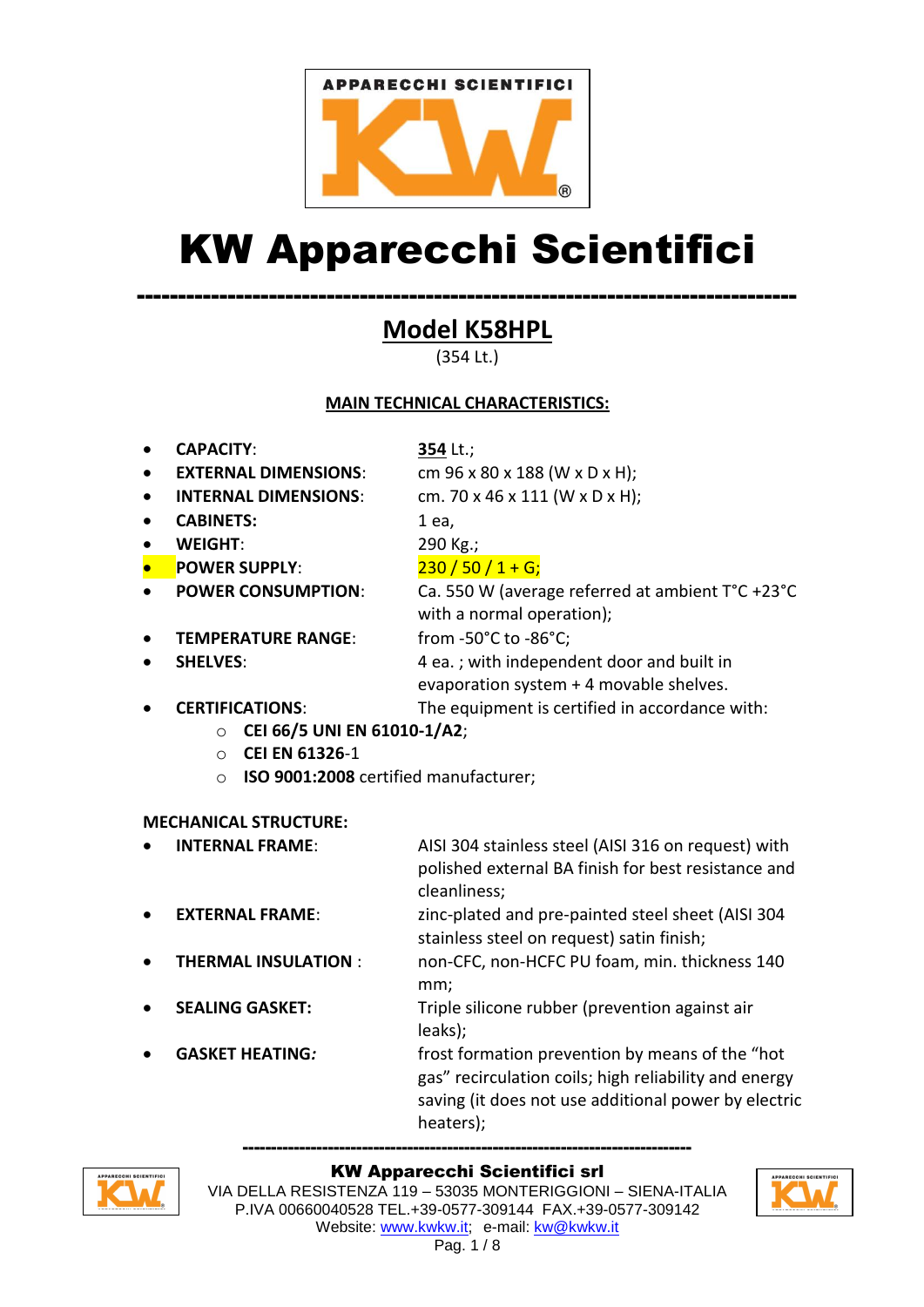APPARECCHI SCIENTIFICI

# KW Apparecchi Scientifici

---

## Model K58HPL

(354 Lt.)

### MAIN TECHNICAL CHARACTERISTICS:

- **CAPACITY**: **354** Lt.;
- **EXTERNAL DIMENSIONS**: cm 96 x 80 x 188 (W x D x H);
- **INTERNAL DIMENSIONS**: cm. 70 x 46 x 111 (W x D x H);
- **CABINETS:** 1 ea,
- **WEIGHT**: 290 Kg.;
- **POWER SUPPLY**: 230 / 50 / 1 + G;
- **POWER CONSUMPTION**: Ca. 550 W (average referred at ambient T°C +23°C with a normal operation);
- **TEMPERATURE RANGE**: from -50°C to -86°C;
- **SHELVES**: 4 ea. ; with independent door and built in evaporation system + 4 movable shelves.
- **CERTIFICATIONS**: The equipment is certified in accordance with:
  - **CEI 66/5 UNI EN 61010-1/A2**;
  - **CEI EN 61326**-1
  - **ISO 9001:2008** certified manufacturer;

### MECHANICAL STRUCTURE:

- **INTERNAL FRAME**: AISI 304 stainless steel (AISI 316 on request) with polished external BA finish for best resistance and cleanliness;
- **EXTERNAL FRAME**: zinc-plated and pre-painted steel sheet (AISI 304 stainless steel on request) satin finish;
- **THERMAL INSULATION** : non-CFC, non-HCFC PU foam, min. thickness 140 mm;
- **SEALING GASKET:** Triple silicone rubber (prevention against air leaks);
- **GASKET HEATING*:*** frost formation prevention by means of the "hot gas" recirculation coils; high reliability and energy saving (it does not use additional power by electric heaters);

---

**KW Apparecchi Scientifici srl**
VIA DELLA RESISTENZA 119 – 53035 MONTERIGGIONI – SIENA-ITALIA
P.IVA 00660040528 TEL.+39-0577-309144 FAX.+39-0577-309142
Website: www.kwkw.it; e-mail: kw@kwkw.it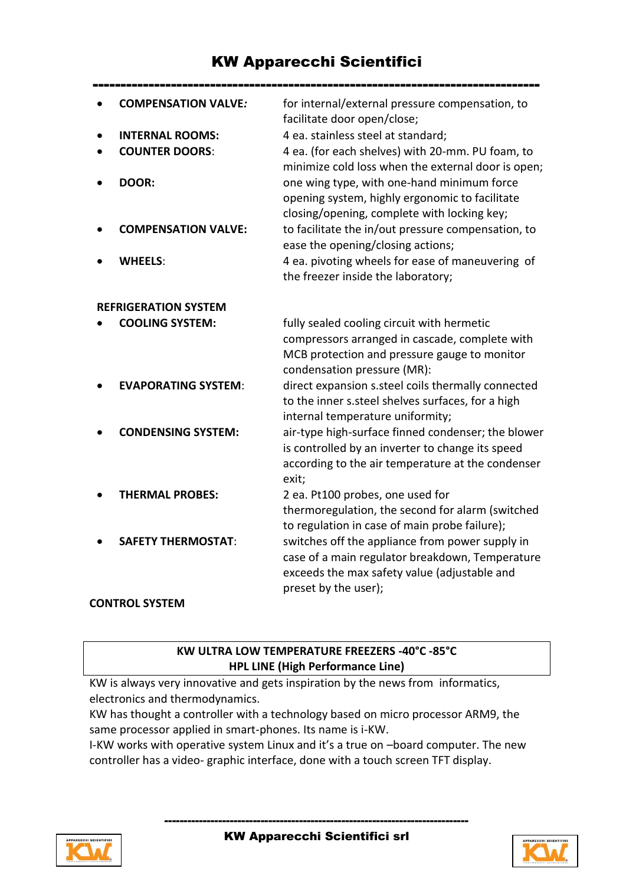- **COMPENSATION VALVE:** for internal/external pressure compensation, to facilitate door open/close;
- **INTERNAL ROOMS:** 4 ea. stainless steel at standard;
- **COUNTER DOORS**: 4 ea. (for each shelves) with 20-mm. PU foam, to minimize cold loss when the external door is open;
- **DOOR:** one wing type, with one-hand minimum force opening system, highly ergonomic to facilitate closing/opening, complete with locking key;
- **COMPENSATION VALVE:** to facilitate the in/out pressure compensation, to ease the opening/closing actions;
- **WHEELS**: 4 ea. pivoting wheels for ease of maneuvering of the freezer inside the laboratory;

**REFRIGERATION SYSTEM**

- **COOLING SYSTEM:** fully sealed cooling circuit with hermetic compressors arranged in cascade, complete with MCB protection and pressure gauge to monitor condensation pressure (MR):
- **EVAPORATING SYSTEM**: direct expansion s.steel coils thermally connected to the inner s.steel shelves surfaces, for a high internal temperature uniformity;
- **CONDENSING SYSTEM:** air-type high-surface finned condenser; the blower is controlled by an inverter to change its speed according to the air temperature at the condenser exit;
- **THERMAL PROBES:** 2 ea. Pt100 probes, one used for thermoregulation, the second for alarm (switched to regulation in case of main probe failure);
- **SAFETY THERMOSTAT**: switches off the appliance from power supply in case of a main regulator breakdown, Temperature exceeds the max safety value (adjustable and preset by the user);

**CONTROL SYSTEM**

**KW ULTRA LOW TEMPERATURE FREEZERS -40°C -85°C**
**HPL LINE (High Performance Line)**

KW is always very innovative and gets inspiration by the news from informatics, electronics and thermodynamics.
KW has thought a controller with a technology based on micro processor ARM9, the same processor applied in smart-phones. Its name is i-KW.
I-KW works with operative system Linux and it's a true on –board computer. The new controller has a video- graphic interface, done with a touch screen TFT display.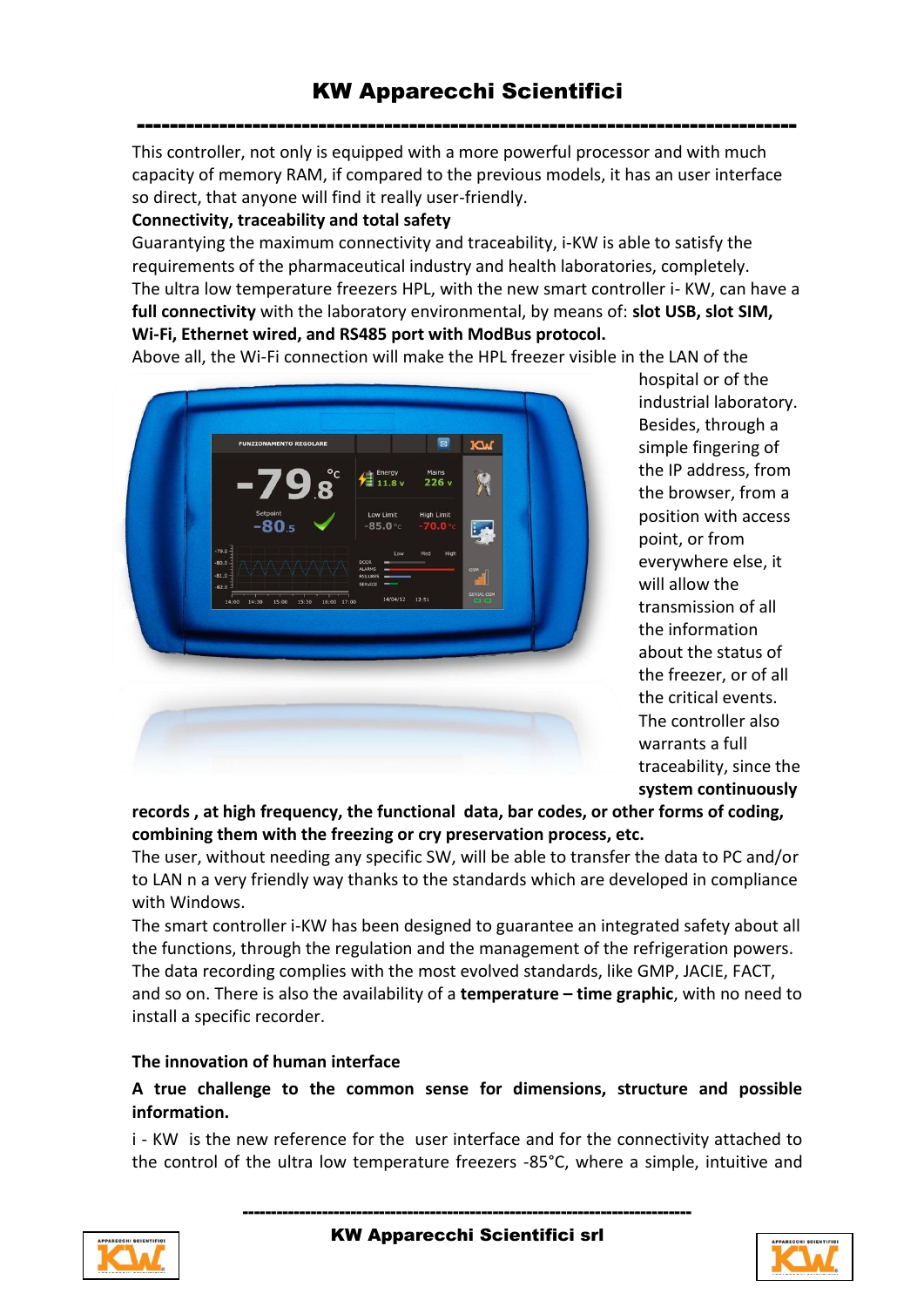This controller, not only is equipped with a more powerful processor and with much capacity of memory RAM, if compared to the previous models, it has an user interface so direct, that anyone will find it really user-friendly.

**Connectivity, traceability and total safety**

Guarantying the maximum connectivity and traceability, i-KW is able to satisfy the requirements of the pharmaceutical industry and health laboratories, completely.

The ultra low temperature freezers HPL, with the new smart controller i- KW, can have a **full connectivity** with the laboratory environmental, by means of: **slot USB, slot SIM, Wi-Fi, Ethernet wired, and RS485 port with ModBus protocol.**

Above all, the Wi-Fi connection will make the HPL freezer visible in the LAN of the hospital or of the industrial laboratory. Besides, through a simple fingering of the IP address, from the browser, from a position with access point, or from everywhere else, it will allow the transmission of all the information about the status of the freezer, or of all the critical events. The controller also warrants a full traceability, since the **system continuously records , at high frequency, the functional data, bar codes, or other forms of coding, combining them with the freezing or cry preservation process, etc.**

The user, without needing any specific SW, will be able to transfer the data to PC and/or to LAN n a very friendly way thanks to the standards which are developed in compliance with Windows.

The smart controller i-KW has been designed to guarantee an integrated safety about all the functions, through the regulation and the management of the refrigeration powers. The data recording complies with the most evolved standards, like GMP, JACIE, FACT, and so on. There is also the availability of a **temperature – time graphic**, with no need to install a specific recorder.

**The innovation of human interface**

**A true challenge to the common sense for dimensions, structure and possible information.**

i - KW is the new reference for the user interface and for the connectivity attached to the control of the ultra low temperature freezers -85°C, where a simple, intuitive and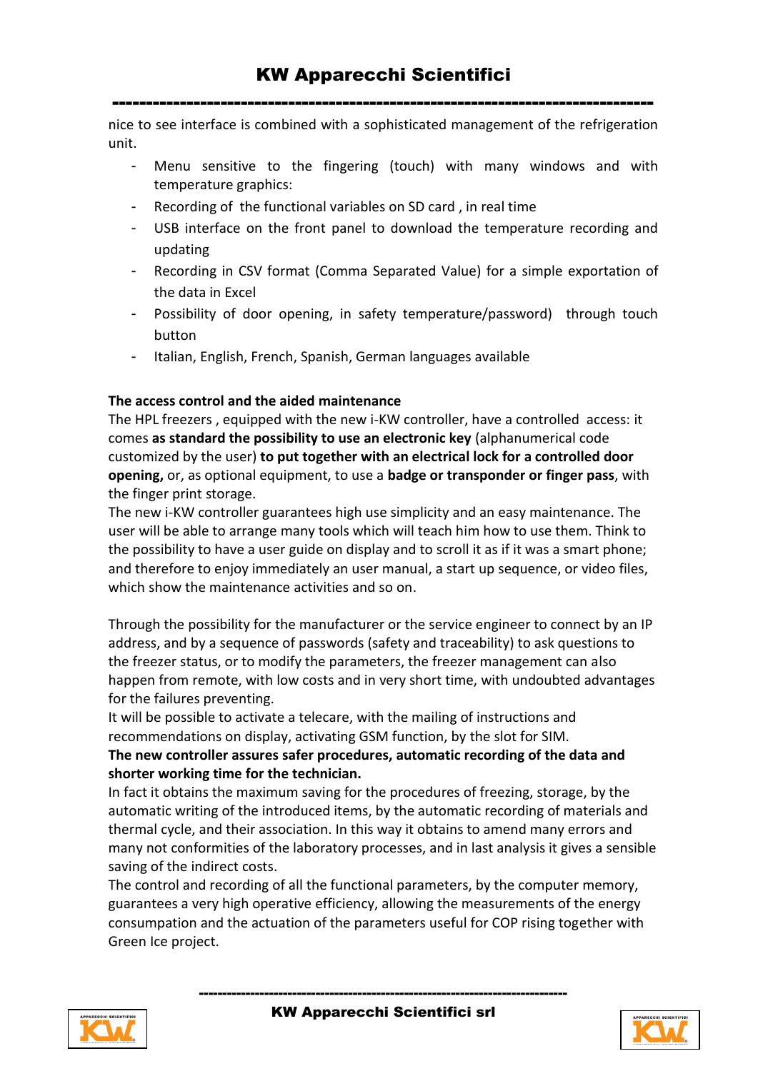nice to see interface is combined with a sophisticated management of the refrigeration unit.

- Menu sensitive to the fingering (touch) with many windows and with temperature graphics:
- Recording of the functional variables on SD card , in real time
- USB interface on the front panel to download the temperature recording and updating
- Recording in CSV format (Comma Separated Value) for a simple exportation of the data in Excel
- Possibility of door opening, in safety temperature/password) through touch button
- Italian, English, French, Spanish, German languages available

**The access control and the aided maintenance**

The HPL freezers , equipped with the new i-KW controller, have a controlled access: it comes **as standard the possibility to use an electronic key** (alphanumerical code customized by the user) **to put together with an electrical lock for a controlled door opening,** or, as optional equipment, to use a **badge or transponder or finger pass**, with the finger print storage.

The new i-KW controller guarantees high use simplicity and an easy maintenance. The user will be able to arrange many tools which will teach him how to use them. Think to the possibility to have a user guide on display and to scroll it as if it was a smart phone; and therefore to enjoy immediately an user manual, a start up sequence, or video files, which show the maintenance activities and so on.

Through the possibility for the manufacturer or the service engineer to connect by an IP address, and by a sequence of passwords (safety and traceability) to ask questions to the freezer status, or to modify the parameters, the freezer management can also happen from remote, with low costs and in very short time, with undoubted advantages for the failures preventing.

It will be possible to activate a telecare, with the mailing of instructions and recommendations on display, activating GSM function, by the slot for SIM.

**The new controller assures safer procedures, automatic recording of the data and shorter working time for the technician.**

In fact it obtains the maximum saving for the procedures of freezing, storage, by the automatic writing of the introduced items, by the automatic recording of materials and thermal cycle, and their association. In this way it obtains to amend many errors and many not conformities of the laboratory processes, and in last analysis it gives a sensible saving of the indirect costs.

The control and recording of all the functional parameters, by the computer memory, guarantees a very high operative efficiency, allowing the measurements of the energy consumpation and the actuation of the parameters useful for COP rising together with Green Ice project.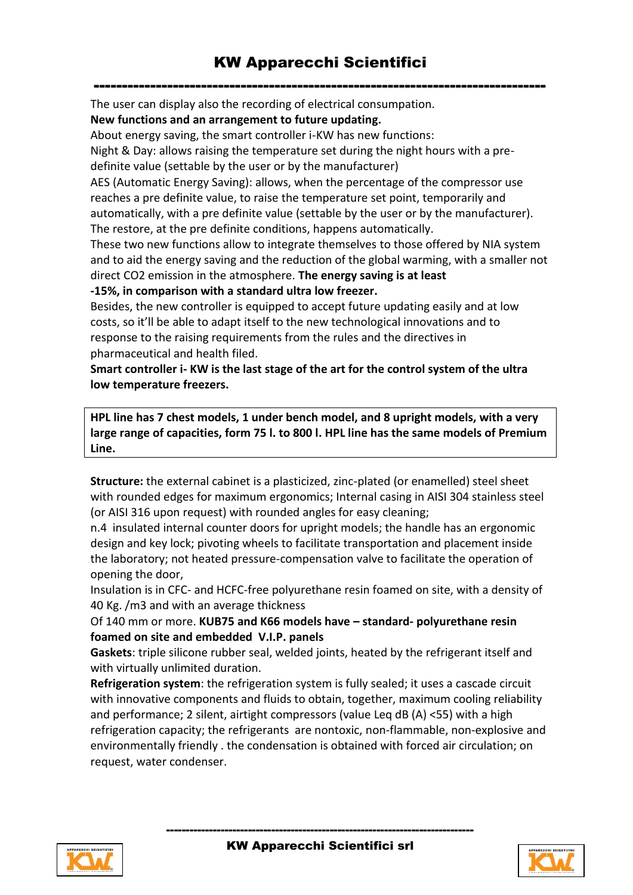The user can display also the recording of electrical consumption.

**New functions and an arrangement to future updating.**

About energy saving, the smart controller i-KW has new functions:

Night & Day: allows raising the temperature set during the night hours with a pre-definite value (settable by the user or by the manufacturer)

AES (Automatic Energy Saving): allows, when the percentage of the compressor use reaches a pre definite value, to raise the temperature set point, temporarily and automatically, with a pre definite value (settable by the user or by the manufacturer). The restore, at the pre definite conditions, happens automatically.

These two new functions allow to integrate themselves to those offered by NIA system and to aid the energy saving and the reduction of the global warming, with a smaller not direct $CO_2$ emission in the atmosphere. **The energy saving is at least -15%, in comparison with a standard ultra low freezer.**

Besides, the new controller is equipped to accept future updating easily and at low costs, so it'll be able to adapt itself to the new technological innovations and to response to the raising requirements from the rules and the directives in pharmaceutical and health filed.

**Smart controller i- KW is the last stage of the art for the control system of the ultra low temperature freezers.**

**HPL line has 7 chest models, 1 under bench model, and 8 upright models, with a very large range of capacities, form 75 l. to 800 l. HPL line has the same models of Premium Line.**

**Structure:** the external cabinet is a plasticized, zinc-plated (or enamelled) steel sheet with rounded edges for maximum ergonomics; Internal casing in AISI 304 stainless steel (or AISI 316 upon request) with rounded angles for easy cleaning;

n.4 insulated internal counter doors for upright models; the handle has an ergonomic design and key lock; pivoting wheels to facilitate transportation and placement inside the laboratory; not heated pressure-compensation valve to facilitate the operation of opening the door,

Insulation is in CFC- and HCFC-free polyurethane resin foamed on site, with a density of 40 Kg. /m3 and with an average thickness

Of 140 mm or more. **KUB75 and K66 models have – standard- polyurethane resin foamed on site and embedded V.I.P. panels**

**Gaskets**: triple silicone rubber seal, welded joints, heated by the refrigerant itself and with virtually unlimited duration.

**Refrigeration system**: the refrigeration system is fully sealed; it uses a cascade circuit with innovative components and fluids to obtain, together, maximum cooling reliability and performance; 2 silent, airtight compressors (value Leq dB (A) <55) with a high refrigeration capacity; the refrigerants are nontoxic, non-flammable, non-explosive and environmentally friendly . the condensation is obtained with forced air circulation; on request, water condenser.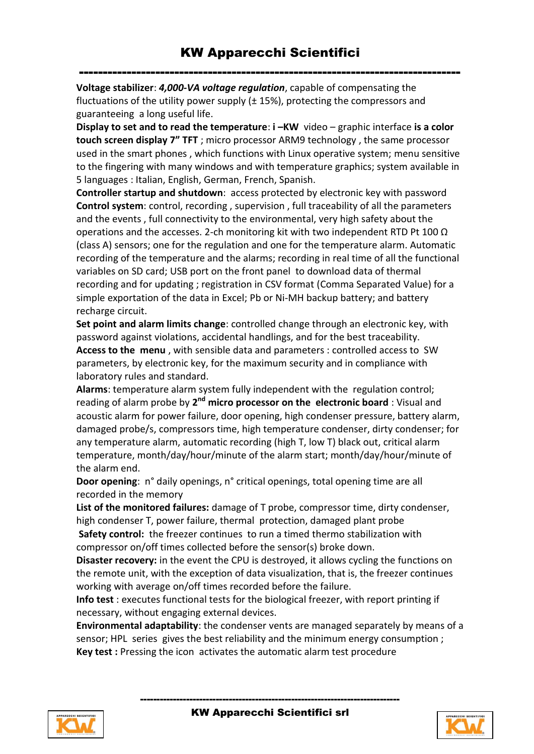**Voltage stabilizer**: ***4,000-VA voltage regulation***, capable of compensating the fluctuations of the utility power supply (± 15%), protecting the compressors and guaranteeing a long useful life.

**Display to set and to read the temperature**: **i –KW** video – graphic interface **is a color touch screen display 7" TFT** ; micro processor ARM9 technology , the same processor used in the smart phones , which functions with Linux operative system; menu sensitive to the fingering with many windows and with temperature graphics; system available in 5 languages : Italian, English, German, French, Spanish.

**Controller startup and shutdown**: access protected by electronic key with password

**Control system**: control, recording , supervision , full traceability of all the parameters and the events , full connectivity to the environmental, very high safety about the operations and the accesses. 2-ch monitoring kit with two independent RTD Pt 100 Ω (class A) sensors; one for the regulation and one for the temperature alarm. Automatic recording of the temperature and the alarms; recording in real time of all the functional variables on SD card; USB port on the front panel to download data of thermal recording and for updating ; registration in CSV format (Comma Separated Value) for a simple exportation of the data in Excel; Pb or Ni-MH backup battery; and battery recharge circuit.

**Set point and alarm limits change**: controlled change through an electronic key, with password against violations, accidental handlings, and for the best traceability.

**Access to the menu** , with sensible data and parameters : controlled access to SW parameters, by electronic key, for the maximum security and in compliance with laboratory rules and standard.

**Alarms**: temperature alarm system fully independent with the regulation control; reading of alarm probe by **2nd micro processor on the electronic board** : Visual and acoustic alarm for power failure, door opening, high condenser pressure, battery alarm, damaged probe/s, compressors time, high temperature condenser, dirty condenser; for any temperature alarm, automatic recording (high T, low T) black out, critical alarm temperature, month/day/hour/minute of the alarm start; month/day/hour/minute of the alarm end.

**Door opening**: n° daily openings, n° critical openings, total opening time are all recorded in the memory

**List of the monitored failures:** damage of T probe, compressor time, dirty condenser, high condenser T, power failure, thermal protection, damaged plant probe

**Safety control:** the freezer continues to run a timed thermo stabilization with compressor on/off times collected before the sensor(s) broke down.

**Disaster recovery:** in the event the CPU is destroyed, it allows cycling the functions on the remote unit, with the exception of data visualization, that is, the freezer continues working with average on/off times recorded before the failure.

**Info test** : executes functional tests for the biological freezer, with report printing if necessary, without engaging external devices.

**Environmental adaptability**: the condenser vents are managed separately by means of a sensor; HPL series gives the best reliability and the minimum energy consumption ;

**Key test :** Pressing the icon activates the automatic alarm test procedure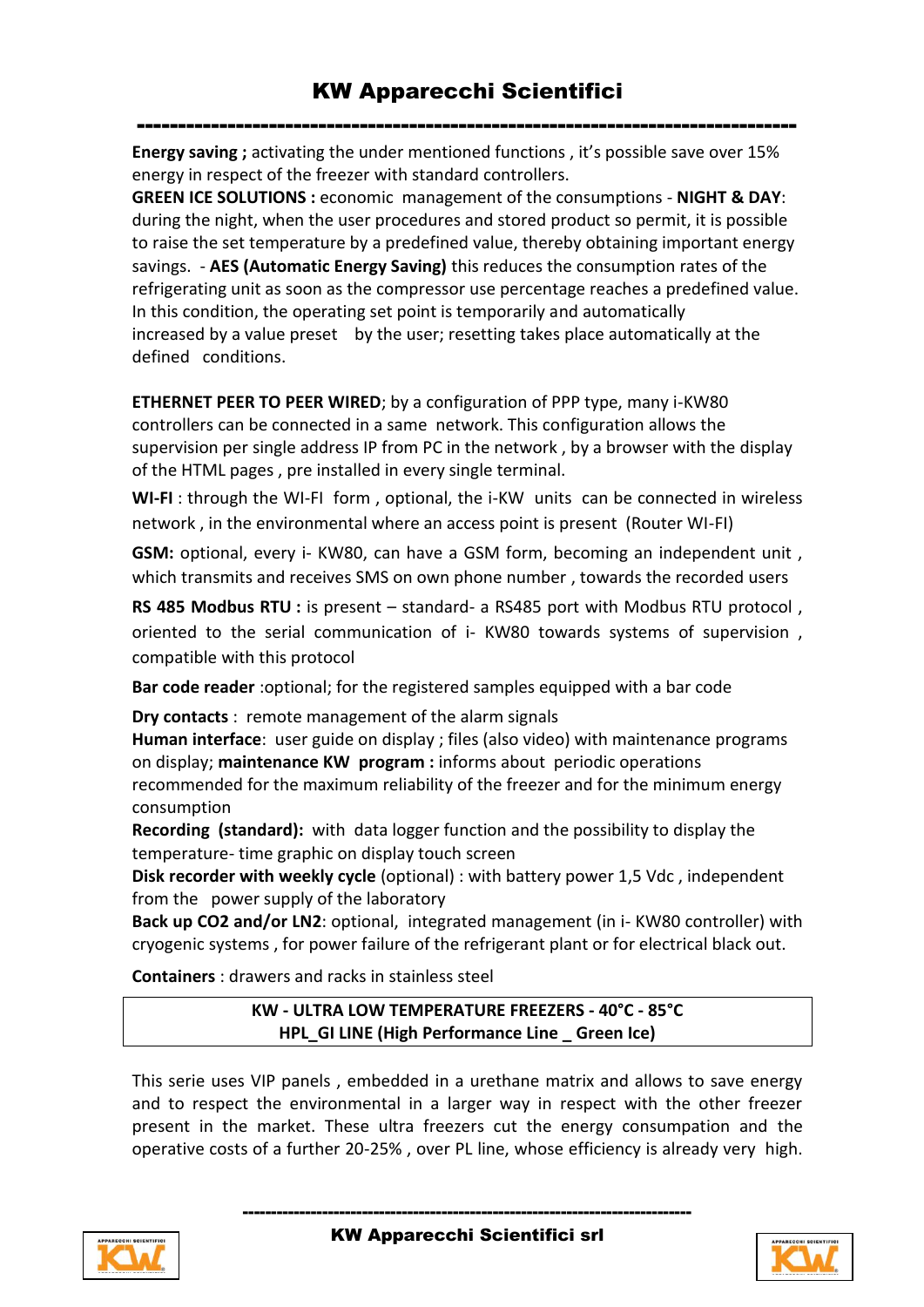**Energy saving ;** activating the under mentioned functions , it's possible save over 15% energy in respect of the freezer with standard controllers.

**GREEN ICE SOLUTIONS :** economic management of the consumptions - **NIGHT & DAY**: during the night, when the user procedures and stored product so permit, it is possible to raise the set temperature by a predefined value, thereby obtaining important energy savings. - **AES (Automatic Energy Saving)** this reduces the consumption rates of the refrigerating unit as soon as the compressor use percentage reaches a predefined value. In this condition, the operating set point is temporarily and automatically increased by a value preset by the user; resetting takes place automatically at the defined conditions.

**ETHERNET PEER TO PEER WIRED**; by a configuration of PPP type, many i-KW80 controllers can be connected in a same network. This configuration allows the supervision per single address IP from PC in the network , by a browser with the display of the HTML pages , pre installed in every single terminal.

**WI-FI** : through the WI-FI form , optional, the i-KW units can be connected in wireless network , in the environmental where an access point is present (Router WI-FI)

**GSM:** optional, every i- KW80, can have a GSM form, becoming an independent unit , which transmits and receives SMS on own phone number , towards the recorded users

**RS 485 Modbus RTU :** is present – standard- a RS485 port with Modbus RTU protocol , oriented to the serial communication of i- KW80 towards systems of supervision , compatible with this protocol

**Bar code reader** :optional; for the registered samples equipped with a bar code

**Dry contacts** : remote management of the alarm signals

**Human interface**: user guide on display ; files (also video) with maintenance programs on display; **maintenance KW program :** informs about periodic operations recommended for the maximum reliability of the freezer and for the minimum energy consumption

**Recording (standard):** with data logger function and the possibility to display the temperature- time graphic on display touch screen

**Disk recorder with weekly cycle** (optional) : with battery power 1,5 Vdc , independent from the power supply of the laboratory

**Back up CO2 and/or LN2**: optional, integrated management (in i- KW80 controller) with cryogenic systems , for power failure of the refrigerant plant or for electrical black out.

**Containers** : drawers and racks in stainless steel

**KW - ULTRA LOW TEMPERATURE FREEZERS - 40°C - 85°C**
**HPL_GI LINE (High Performance Line _ Green Ice)**

This serie uses VIP panels , embedded in a urethane matrix and allows to save energy and to respect the environmental in a larger way in respect with the other freezer present in the market. These ultra freezers cut the energy consumption and the operative costs of a further 20-25% , over PL line, whose efficiency is already very high.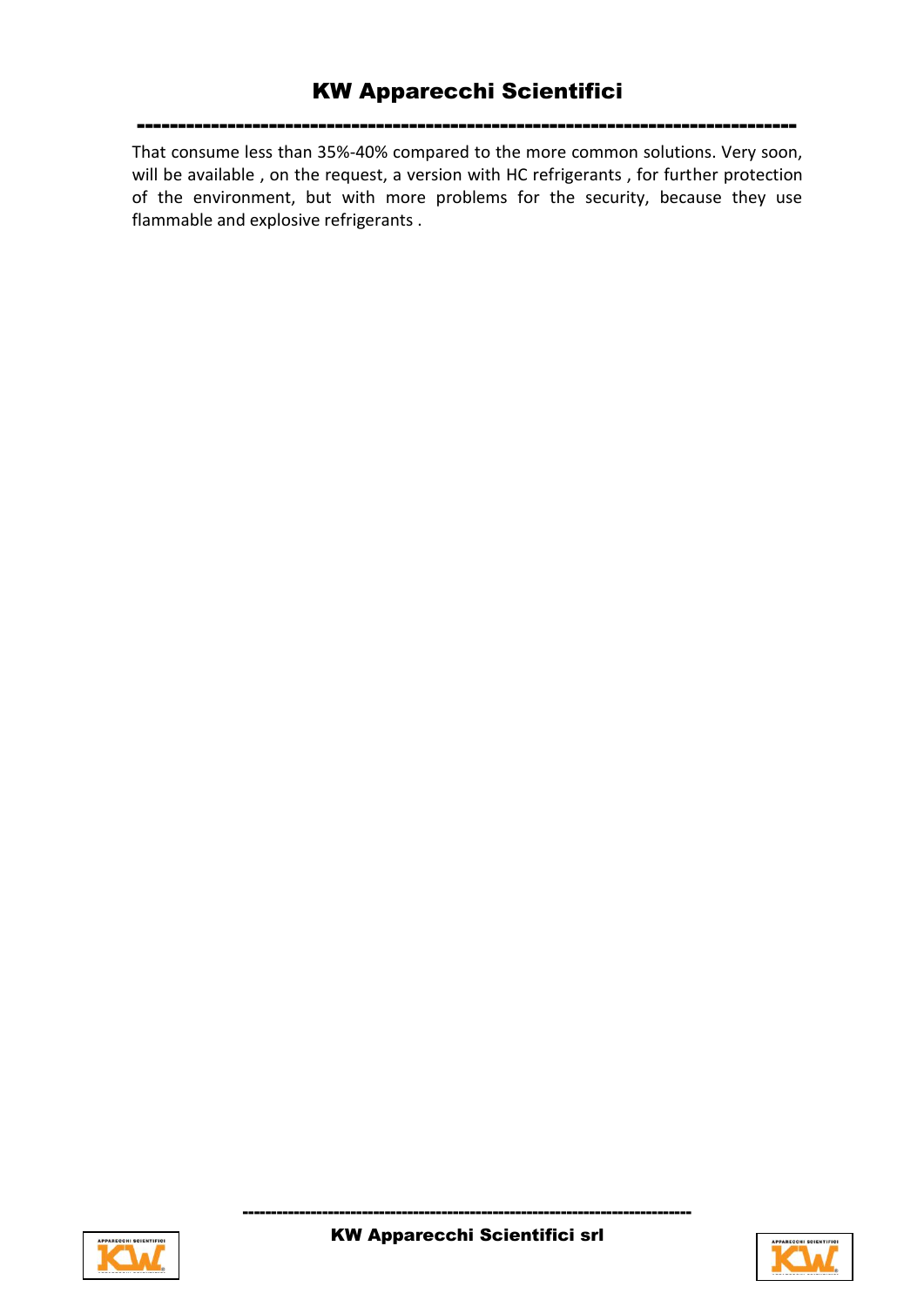That consume less than 35%-40% compared to the more common solutions. Very soon, will be available , on the request, a version with HC refrigerants , for further protection of the environment, but with more problems for the security, because they use flammable and explosive refrigerants .